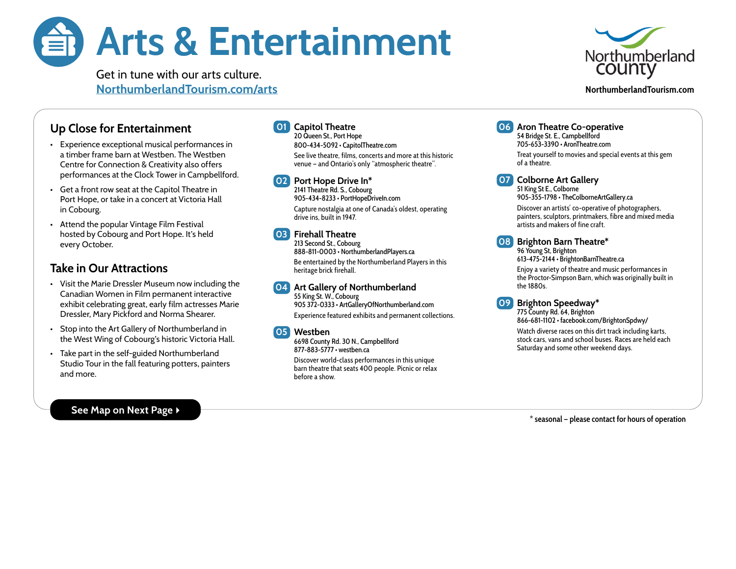# Arts & Entertainment

Get in tune with our arts culture.
NorthumberlandTourism.com/arts

Northumberland County
NorthumberlandTourism.com

## Up Close for Entertainment

- Experience exceptional musical performances in a timber frame barn at Westben. The Westben Centre for Connection & Creativity also offers performances at the Clock Tower in Campbellford.
- Get a front row seat at the Capitol Theatre in Port Hope, or take in a concert at Victoria Hall in Cobourg.
- Attend the popular Vintage Film Festival hosted by Cobourg and Port Hope. It's held every October.

## Take in Our Attractions

- Visit the Marie Dressler Museum now including the Canadian Women in Film permanent interactive exhibit celebrating great, early film actresses Marie Dressler, Mary Pickford and Norma Shearer.
- Stop into the Art Gallery of Northumberland in the West Wing of Cobourg's historic Victoria Hall.
- Take part in the self-guided Northumberland Studio Tour in the fall featuring potters, painters and more.

**See Map on Next Page ▸**

### 01 Capitol Theatre
20 Queen St., Port Hope
800-434-5092 • CapitolTheatre.com

See live theatre, films, concerts and more at this historic venue – and Ontario's only "atmospheric theatre".

### 02 Port Hope Drive In*
2141 Theatre Rd. S., Cobourg
905-434-8233 • PortHopeDriveIn.com

Capture nostalgia at one of Canada's oldest, operating drive ins, built in 1947.

### 03 Firehall Theatre
213 Second St., Cobourg
888-811-0003 • NorthumberlandPlayers.ca

Be entertained by the Northumberland Players in this heritage brick firehall.

### 04 Art Gallery of Northumberland
55 King St. W., Cobourg
905 372-0333 • ArtGalleryOfNorthumberland.com

Experience featured exhibits and permanent collections.

### 05 Westben
6698 County Rd. 30 N., Campbellford
877-883-5777 • westben.ca

Discover world-class performances in this unique barn theatre that seats 400 people. Picnic or relax before a show.

### 06 Aron Theatre Co-operative
54 Bridge St. E., Campbellford
705-653-3390 • AronTheatre.com

Treat yourself to movies and special events at this gem of a theatre.

### 07 Colborne Art Gallery
51 King St E., Colborne
905-355-1798 • TheColborneArtGallery.ca

Discover an artists' co-operative of photographers, painters, sculptors, printmakers, fibre and mixed media artists and makers of fine craft.

### 08 Brighton Barn Theatre*
96 Young St, Brighton
613-475-2144 • BrightonBarnTheatre.ca

Enjoy a variety of theatre and music performances in the Proctor-Simpson Barn, which was originally built in the 1880s.

### 09 Brighton Speedway*
775 County Rd. 64, Brighton
866-681-1102 • facebook.com/BrightonSpdwy/

Watch diverse races on this dirt track including karts, stock cars, vans and school buses. Races are held each Saturday and some other weekend days.

* seasonal – please contact for hours of operation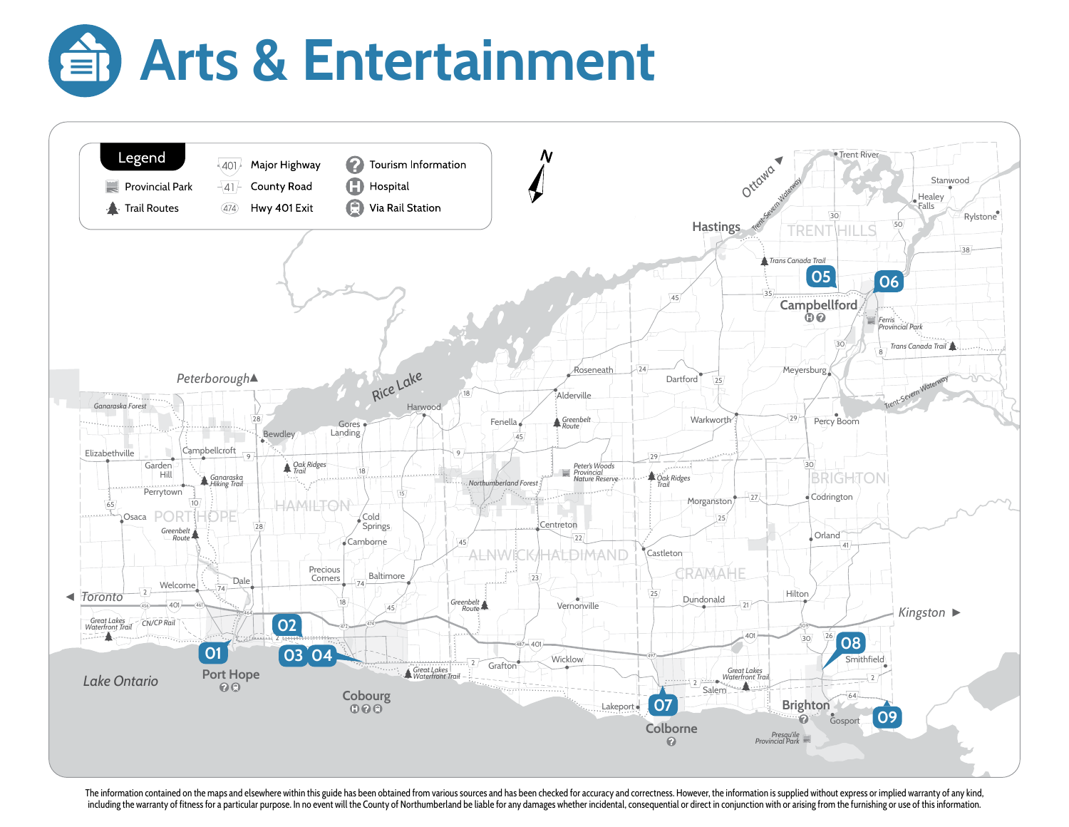# Arts & Entertainment

**Legend**

- Provincial Park
- Trail Routes
- 401 Major Highway
- 41 County Road
- 474 Hwy 401 Exit
- Tourism Information
- Hospital
- Via Rail Station

N

Ottawa ▶
Trent River
Stanwood
Healey Falls
Rylstone
Hastings
Trent-Severn Waterway
TRENT HILLS
Trans Canada Trail
05
06
Campbellford
Ferris Provincial Park
Trans Canada Trail
Meyersburg
Dartford
Roseneath
Alderville
Peterborough▲
Rice Lake
Harwood
Gores Landing
Bewdley
Ganaraska Forest
Elizabethville
Campbellcroft
Garden Hill
Ganaraska Hiking Trail
Perrytown
Oak Ridges Trail
Fenella
Greenbelt Route
Peter's Woods Provincial Nature Reserve
Northumberland Forest
Oak Ridges Trail
Warkworth
Percy Boom
Trent-Severn Waterway
Osaca
PORT HOPE
Greenbelt Route
HAMILTON
Cold Springs
Camborne
Centreton
Morganston
BRIGHTON
Codrington
Orland
ALNWICK/HALDIMAND
Castleton
CRAMAHE
Precious Corners
Baltimore
Welcome
Dale
◀ Toronto
Greenbelt Route
Vernonville
Dundonald
Hilton
Kingston ▶
Great Lakes Waterfront Trail
CN/CP Rail
02
01
03
04
Great Lakes Waterfront Trail
Grafton
Wicklow
Great Lakes Waterfront Trail
Salem
08
Smithfield
Lake Ontario
Port Hope
Cobourg
Lakeport
07
Colborne
Brighton
Gosport
09
Presqu'ile Provincial Park

The information contained on the maps and elsewhere within this guide has been obtained from various sources and has been checked for accuracy and correctness. However, the information is supplied without express or implied warranty of any kind, including the warranty of fitness for a particular purpose. In no event will the County of Northumberland be liable for any damages whether incidental, consequential or direct in connection with or arising from the furnishing or use of this information.